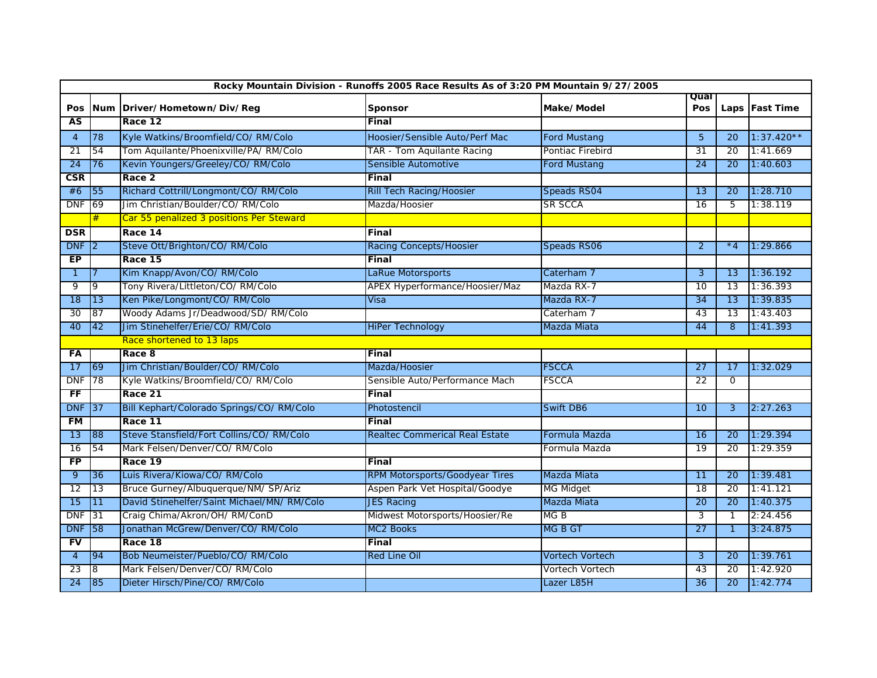| Rocky Mountain Division - Runoffs 2005 Race Results As of 3:20 PM Mountain 9/27/2005 | | | | | | | |
|---|---|---|---|---|---|---|---|
| **Pos** | **Num** | **Driver/Hometown/Div/Reg** | **Sponsor** | **Make/Model** | **Qual Pos** | **Laps** | **Fast Time** |
| **AS** | | **Race 12** | **Final** | | | | |
| 4 | 78 | Kyle Watkins/Broomfield/CO/ RM/Colo | Hoosier/Sensible Auto/Perf Mac | Ford Mustang | 5 | 20 | 1:37.420** |
| 21 | 54 | Tom Aquilante/Phoenixville/PA/ RM/Colo | TAR - Tom Aquilante Racing | Pontiac Firebird | 31 | 20 | 1:41.669 |
| 24 | 76 | Kevin Youngers/Greeley/CO/ RM/Colo | Sensible Automotive | Ford Mustang | 24 | 20 | 1:40.603 |
| **CSR** | | **Race 2** | **Final** | | | | |
| #6 | 55 | Richard Cottrill/Longmont/CO/ RM/Colo | Rill Tech Racing/Hoosier | Speads RS04 | 13 | 20 | 1:28.710 |
| DNF | 69 | Jim Christian/Boulder/CO/ RM/Colo | Mazda/Hoosier | SR SCCA | 16 | 5 | 1:38.119 |
| | # | Car 55 penalized 3 positions Per Steward | | | | | |
| **DSR** | | **Race 14** | **Final** | | | | |
| DNF | 2 | Steve Ott/Brighton/CO/ RM/Colo | Racing Concepts/Hoosier | Speads RS06 | 2 | *4 | 1:29.866 |
| **EP** | | **Race 15** | **Final** | | | | |
| 1 | 7 | Kim Knapp/Avon/CO/ RM/Colo | LaRue Motorsports | Caterham 7 | 3 | 13 | 1:36.192 |
| 9 | 9 | Tony Rivera/Littleton/CO/ RM/Colo | APEX Hyperformance/Hoosier/Maz | Mazda RX-7 | 10 | 13 | 1:36.393 |
| 18 | 13 | Ken Pike/Longmont/CO/ RM/Colo | Visa | Mazda RX-7 | 34 | 13 | 1:39.835 |
| 30 | 87 | Woody Adams Jr/Deadwood/SD/ RM/Colo | | Caterham 7 | 43 | 13 | 1:43.403 |
| 40 | 42 | Jim Stinehelfer/Erie/CO/ RM/Colo | HiPer Technology | Mazda Miata | 44 | 8 | 1:41.393 |
| | | Race shortened to 13 laps | | | | | |
| **FA** | | **Race 8** | **Final** | | | | |
| 17 | 69 | Jim Christian/Boulder/CO/ RM/Colo | Mazda/Hoosier | FSCCA | 27 | 17 | 1:32.029 |
| DNF | 78 | Kyle Watkins/Broomfield/CO/ RM/Colo | Sensible Auto/Performance Mach | FSCCA | 22 | 0 | |
| **FF** | | **Race 21** | **Final** | | | | |
| DNF | 37 | Bill Kephart/Colorado Springs/CO/ RM/Colo | Photostencil | Swift DB6 | 10 | 3 | 2:27.263 |
| **FM** | | **Race 11** | **Final** | | | | |
| 13 | 88 | Steve Stansfield/Fort Collins/CO/ RM/Colo | Realtec Commerical Real Estate | Formula Mazda | 16 | 20 | 1:29.394 |
| 16 | 54 | Mark Felsen/Denver/CO/ RM/Colo | | Formula Mazda | 19 | 20 | 1:29.359 |
| **FP** | | **Race 19** | **Final** | | | | |
| 9 | 36 | Luis Rivera/Kiowa/CO/ RM/Colo | RPM Motorsports/Goodyear Tires | Mazda Miata | 11 | 20 | 1:39.481 |
| 12 | 13 | Bruce Gurney/Albuquerque/NM/ SP/Ariz | Aspen Park Vet Hospital/Goodye | MG Midget | 18 | 20 | 1:41.121 |
| 15 | 11 | David Stinehelfer/Saint Michael/MN/ RM/Colo | JES Racing | Mazda Miata | 20 | 20 | 1:40.375 |
| DNF | 31 | Craig Chima/Akron/OH/ RM/ConD | Midwest Motorsports/Hoosier/Re | MG B | 3 | 1 | 2:24.456 |
| DNF | 58 | Jonathan McGrew/Denver/CO/ RM/Colo | MC2 Books | MG B GT | 27 | 1 | 3:24.875 |
| **FV** | | **Race 18** | **Final** | | | | |
| 4 | 94 | Bob Neumeister/Pueblo/CO/ RM/Colo | Red Line Oil | Vortech Vortech | 3 | 20 | 1:39.761 |
| 23 | 8 | Mark Felsen/Denver/CO/ RM/Colo | | Vortech Vortech | 43 | 20 | 1:42.920 |
| 24 | 85 | Dieter Hirsch/Pine/CO/ RM/Colo | | Lazer L85H | 36 | 20 | 1:42.774 |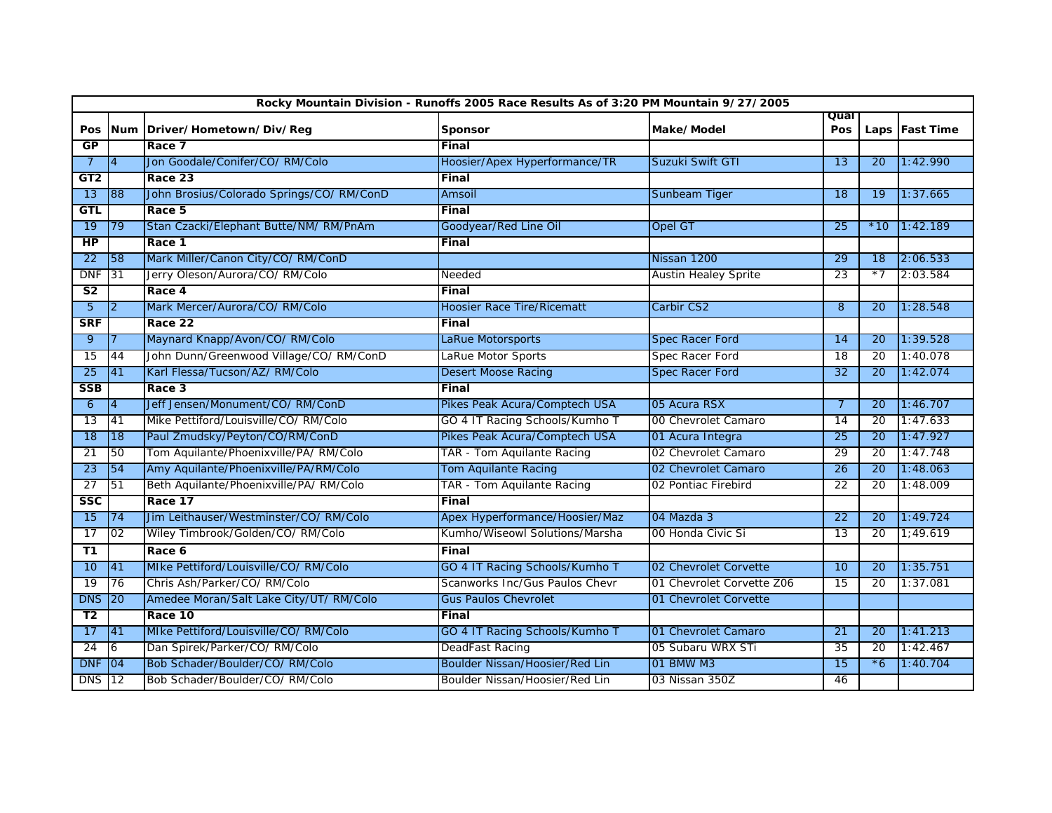| Rocky Mountain Division - Runoffs 2005 Race Results As of 3:20 PM Mountain 9/27/2005 | | | | | | | |
|---|---|---|---|---|---|---|---|
| **Pos** | **Num** | **Driver/Hometown/Div/Reg** | **Sponsor** | **Make/Model** | **Qual Pos** | **Laps** | **Fast Time** |
| **GP** | | **Race 7** | **Final** | | | | |
| 7 | 4 | Jon Goodale/Conifer/CO/ RM/Colo | Hoosier/Apex Hyperformance/TR | Suzuki Swift GTI | 13 | 20 | 1:42.990 |
| **GT2** | | **Race 23** | **Final** | | | | |
| 13 | 88 | John Brosius/Colorado Springs/CO/ RM/ConD | Amsoil | Sunbeam Tiger | 18 | 19 | 1:37.665 |
| **GTL** | | **Race 5** | **Final** | | | | |
| 19 | 79 | Stan Czacki/Elephant Butte/NM/ RM/PnAm | Goodyear/Red Line Oil | Opel GT | 25 | *10 | 1:42.189 |
| **HP** | | **Race 1** | **Final** | | | | |
| 22 | 58 | Mark Miller/Canon City/CO/ RM/ConD | | Nissan 1200 | 29 | 18 | 2:06.533 |
| DNF | 31 | Jerry Oleson/Aurora/CO/ RM/Colo | Needed | Austin Healey Sprite | 23 | *7 | 2:03.584 |
| **S2** | | **Race 4** | **Final** | | | | |
| 5 | 2 | Mark Mercer/Aurora/CO/ RM/Colo | Hoosier Race Tire/Ricematt | Carbir CS2 | 8 | 20 | 1:28.548 |
| **SRF** | | **Race 22** | **Final** | | | | |
| 9 | 7 | Maynard Knapp/Avon/CO/ RM/Colo | LaRue Motorsports | Spec Racer Ford | 14 | 20 | 1:39.528 |
| 15 | 44 | John Dunn/Greenwood Village/CO/ RM/ConD | LaRue Motor Sports | Spec Racer Ford | 18 | 20 | 1:40.078 |
| 25 | 41 | Karl Flessa/Tucson/AZ/ RM/Colo | Desert Moose Racing | Spec Racer Ford | 32 | 20 | 1:42.074 |
| **SSB** | | **Race 3** | **Final** | | | | |
| 6 | 4 | Jeff Jensen/Monument/CO/ RM/ConD | Pikes Peak Acura/Comptech USA | 05 Acura RSX | 7 | 20 | 1:46.707 |
| 13 | 41 | Mike Pettiford/Louisville/CO/ RM/Colo | GO 4 IT Racing Schools/Kumho T | 00 Chevrolet Camaro | 14 | 20 | 1:47.633 |
| 18 | 18 | Paul Zmudsky/Peyton/CO/RM/ConD | Pikes Peak Acura/Comptech USA | 01 Acura Integra | 25 | 20 | 1:47.927 |
| 21 | 50 | Tom Aquilante/Phoenixville/PA/ RM/Colo | TAR - Tom Aquilante Racing | 02 Chevrolet Camaro | 29 | 20 | 1:47.748 |
| 23 | 54 | Amy Aquilante/Phoenixville/PA/RM/Colo | Tom Aquilante Racing | 02 Chevrolet Camaro | 26 | 20 | 1:48.063 |
| 27 | 51 | Beth Aquilante/Phoenixville/PA/ RM/Colo | TAR - Tom Aquilante Racing | 02 Pontiac Firebird | 22 | 20 | 1:48.009 |
| **SSC** | | **Race 17** | **Final** | | | | |
| 15 | 74 | Jim Leithauser/Westminster/CO/ RM/Colo | Apex Hyperformance/Hoosier/Maz | 04 Mazda 3 | 22 | 20 | 1:49.724 |
| 17 | 02 | Wiley Timbrook/Golden/CO/ RM/Colo | Kumho/Wiseowl Solutions/Marsha | 00 Honda Civic Si | 13 | 20 | 1;49.619 |
| **T1** | | **Race 6** | **Final** | | | | |
| 10 | 41 | MIke Pettiford/Louisville/CO/ RM/Colo | GO 4 IT Racing Schools/Kumho T | 02 Chevrolet Corvette | 10 | 20 | 1:35.751 |
| 19 | 76 | Chris Ash/Parker/CO/ RM/Colo | Scanworks Inc/Gus Paulos Chevr | 01 Chevrolet Corvette Z06 | 15 | 20 | 1:37.081 |
| DNS | 20 | Amedee Moran/Salt Lake City/UT/ RM/Colo | Gus Paulos Chevrolet | 01 Chevrolet Corvette | | | |
| **T2** | | **Race 10** | **Final** | | | | |
| 17 | 41 | MIke Pettiford/Louisville/CO/ RM/Colo | GO 4 IT Racing Schools/Kumho T | 01 Chevrolet Camaro | 21 | 20 | 1:41.213 |
| 24 | 6 | Dan Spirek/Parker/CO/ RM/Colo | DeadFast Racing | 05 Subaru WRX STi | 35 | 20 | 1:42.467 |
| DNF | 04 | Bob Schader/Boulder/CO/ RM/Colo | Boulder Nissan/Hoosier/Red Lin | 01 BMW M3 | 15 | *6 | 1:40.704 |
| DNS | 12 | Bob Schader/Boulder/CO/ RM/Colo | Boulder Nissan/Hoosier/Red Lin | 03 Nissan 350Z | 46 | | |